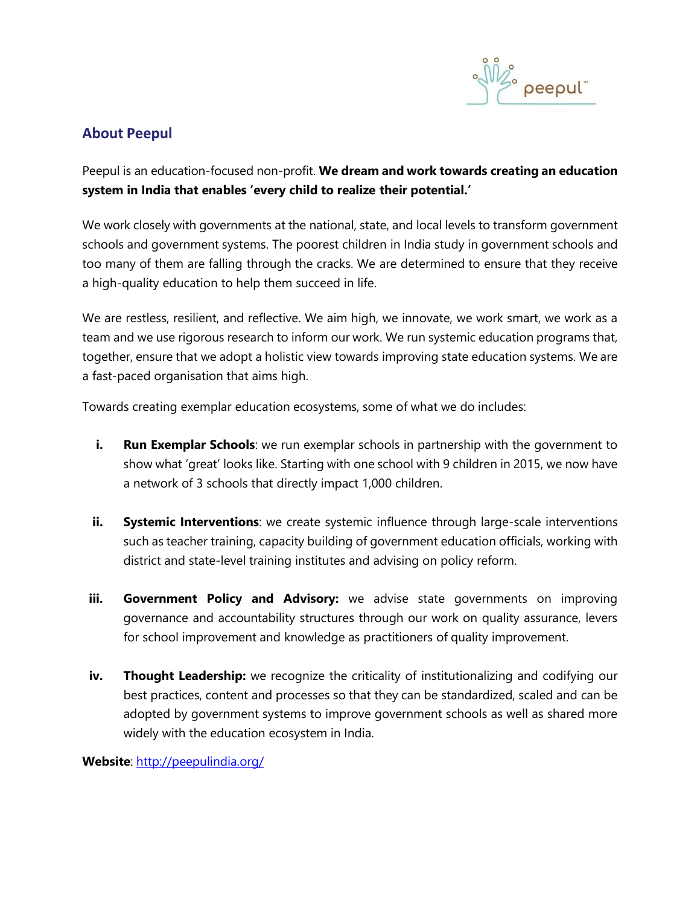## About Peepul

Peepul is an education-focused non-profit. **We dream and work towards creating an education system in India that enables 'every child to realize their potential.'**

We work closely with governments at the national, state, and local levels to transform government schools and government systems. The poorest children in India study in government schools and too many of them are falling through the cracks. We are determined to ensure that they receive a high-quality education to help them succeed in life.

We are restless, resilient, and reflective. We aim high, we innovate, we work smart, we work as a team and we use rigorous research to inform our work. We run systemic education programs that, together, ensure that we adopt a holistic view towards improving state education systems. We are a fast-paced organisation that aims high.

Towards creating exemplar education ecosystems, some of what we do includes:

i. **Run Exemplar Schools**: we run exemplar schools in partnership with the government to show what 'great' looks like. Starting with one school with 9 children in 2015, we now have a network of 3 schools that directly impact 1,000 children.

ii. **Systemic Interventions**: we create systemic influence through large-scale interventions such as teacher training, capacity building of government education officials, working with district and state-level training institutes and advising on policy reform.

iii. **Government Policy and Advisory:** we advise state governments on improving governance and accountability structures through our work on quality assurance, levers for school improvement and knowledge as practitioners of quality improvement.

iv. **Thought Leadership:** we recognize the criticality of institutionalizing and codifying our best practices, content and processes so that they can be standardized, scaled and can be adopted by government systems to improve government schools as well as shared more widely with the education ecosystem in India.

**Website**: [http://peepulindia.org/](http://peepulindia.org/)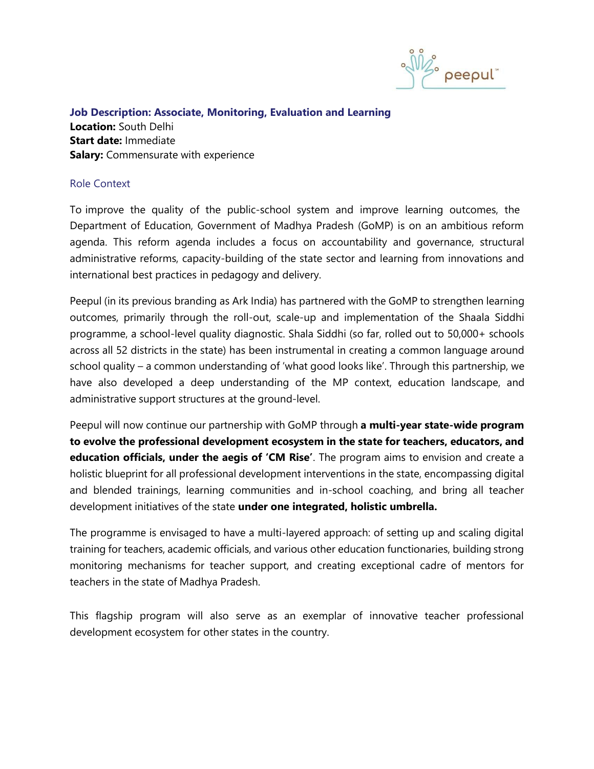### Job Description: Associate, Monitoring, Evaluation and Learning

**Location:** South Delhi
**Start date:** Immediate
**Salary:** Commensurate with experience

#### Role Context

To improve the quality of the public-school system and improve learning outcomes, the Department of Education, Government of Madhya Pradesh (GoMP) is on an ambitious reform agenda. This reform agenda includes a focus on accountability and governance, structural administrative reforms, capacity-building of the state sector and learning from innovations and international best practices in pedagogy and delivery.

Peepul (in its previous branding as Ark India) has partnered with the GoMP to strengthen learning outcomes, primarily through the roll-out, scale-up and implementation of the Shaala Siddhi programme, a school-level quality diagnostic. Shala Siddhi (so far, rolled out to 50,000+ schools across all 52 districts in the state) has been instrumental in creating a common language around school quality – a common understanding of 'what good looks like'. Through this partnership, we have also developed a deep understanding of the MP context, education landscape, and administrative support structures at the ground-level.

Peepul will now continue our partnership with GoMP through **a multi-year state-wide program to evolve the professional development ecosystem in the state for teachers, educators, and education officials, under the aegis of 'CM Rise'**. The program aims to envision and create a holistic blueprint for all professional development interventions in the state, encompassing digital and blended trainings, learning communities and in-school coaching, and bring all teacher development initiatives of the state **under one integrated, holistic umbrella.**

The programme is envisaged to have a multi-layered approach: of setting up and scaling digital training for teachers, academic officials, and various other education functionaries, building strong monitoring mechanisms for teacher support, and creating exceptional cadre of mentors for teachers in the state of Madhya Pradesh.

This flagship program will also serve as an exemplar of innovative teacher professional development ecosystem for other states in the country.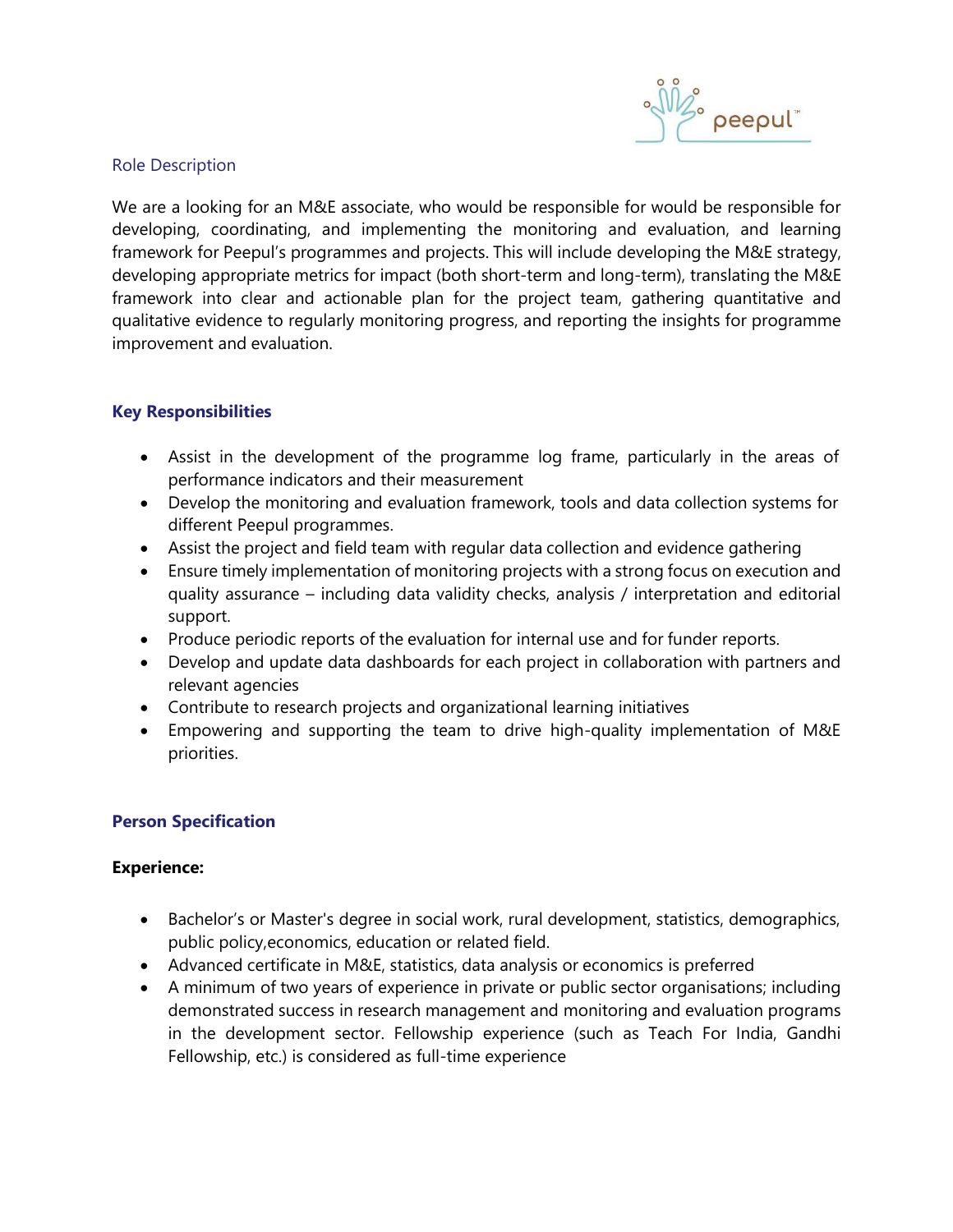## Role Description

We are a looking for an M&E associate, who would be responsible for would be responsible for developing, coordinating, and implementing the monitoring and evaluation, and learning framework for Peepul's programmes and projects. This will include developing the M&E strategy, developing appropriate metrics for impact (both short-term and long-term), translating the M&E framework into clear and actionable plan for the project team, gathering quantitative and qualitative evidence to regularly monitoring progress, and reporting the insights for programme improvement and evaluation.

## Key Responsibilities

- Assist in the development of the programme log frame, particularly in the areas of performance indicators and their measurement
- Develop the monitoring and evaluation framework, tools and data collection systems for different Peepul programmes.
- Assist the project and field team with regular data collection and evidence gathering
- Ensure timely implementation of monitoring projects with a strong focus on execution and quality assurance – including data validity checks, analysis / interpretation and editorial support.
- Produce periodic reports of the evaluation for internal use and for funder reports.
- Develop and update data dashboards for each project in collaboration with partners and relevant agencies
- Contribute to research projects and organizational learning initiatives
- Empowering and supporting the team to drive high-quality implementation of M&E priorities.

## Person Specification

**Experience:**

- Bachelor's or Master's degree in social work, rural development, statistics, demographics, public policy,economics, education or related field.
- Advanced certificate in M&E, statistics, data analysis or economics is preferred
- A minimum of two years of experience in private or public sector organisations; including demonstrated success in research management and monitoring and evaluation programs in the development sector. Fellowship experience (such as Teach For India, Gandhi Fellowship, etc.) is considered as full-time experience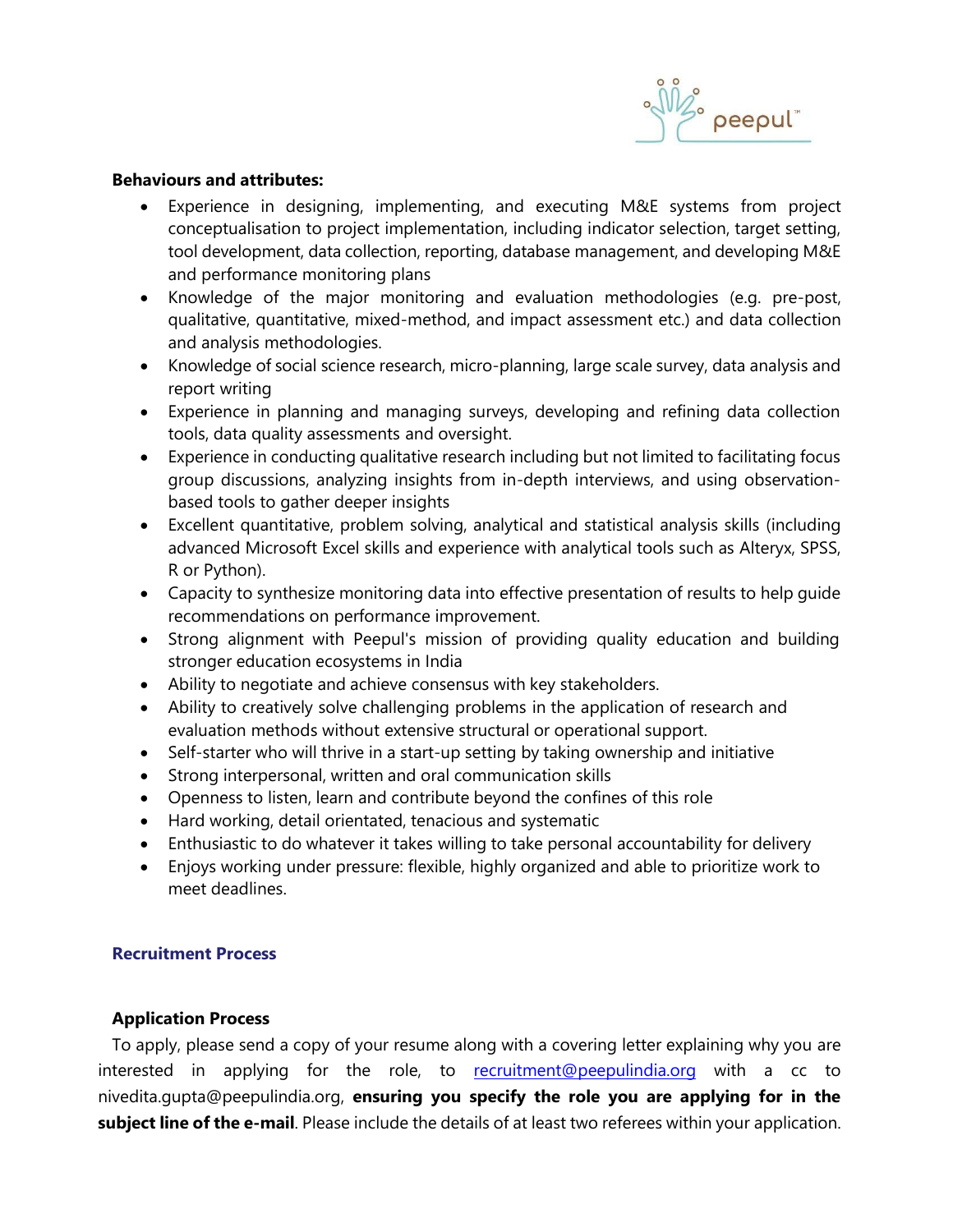**Behaviours and attributes:**

- Experience in designing, implementing, and executing M&E systems from project conceptualisation to project implementation, including indicator selection, target setting, tool development, data collection, reporting, database management, and developing M&E and performance monitoring plans
- Knowledge of the major monitoring and evaluation methodologies (e.g. pre-post, qualitative, quantitative, mixed-method, and impact assessment etc.) and data collection and analysis methodologies.
- Knowledge of social science research, micro-planning, large scale survey, data analysis and report writing
- Experience in planning and managing surveys, developing and refining data collection tools, data quality assessments and oversight.
- Experience in conducting qualitative research including but not limited to facilitating focus group discussions, analyzing insights from in-depth interviews, and using observation-based tools to gather deeper insights
- Excellent quantitative, problem solving, analytical and statistical analysis skills (including advanced Microsoft Excel skills and experience with analytical tools such as Alteryx, SPSS, R or Python).
- Capacity to synthesize monitoring data into effective presentation of results to help guide recommendations on performance improvement.
- Strong alignment with Peepul's mission of providing quality education and building stronger education ecosystems in India
- Ability to negotiate and achieve consensus with key stakeholders.
- Ability to creatively solve challenging problems in the application of research and evaluation methods without extensive structural or operational support.
- Self-starter who will thrive in a start-up setting by taking ownership and initiative
- Strong interpersonal, written and oral communication skills
- Openness to listen, learn and contribute beyond the confines of this role
- Hard working, detail orientated, tenacious and systematic
- Enthusiastic to do whatever it takes willing to take personal accountability for delivery
- Enjoys working under pressure: flexible, highly organized and able to prioritize work to meet deadlines.

## Recruitment Process

### Application Process

To apply, please send a copy of your resume along with a covering letter explaining why you are interested in applying for the role, to recruitment@peepulindia.org with a cc to nivedita.gupta@peepulindia.org, **ensuring you specify the role you are applying for in the subject line of the e-mail**. Please include the details of at least two referees within your application.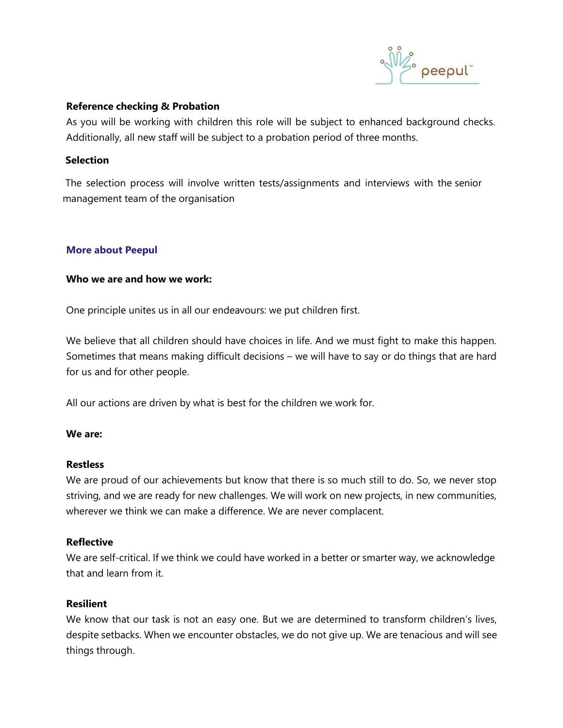**Reference checking & Probation**

As you will be working with children this role will be subject to enhanced background checks. Additionally, all new staff will be subject to a probation period of three months.

**Selection**

The selection process will involve written tests/assignments and interviews with the senior management team of the organisation

## More about Peepul

**Who we are and how we work:**

One principle unites us in all our endeavours: we put children first.

We believe that all children should have choices in life. And we must fight to make this happen. Sometimes that means making difficult decisions – we will have to say or do things that are hard for us and for other people.

All our actions are driven by what is best for the children we work for.

**We are:**

**Restless**
We are proud of our achievements but know that there is so much still to do. So, we never stop striving, and we are ready for new challenges. We will work on new projects, in new communities, wherever we think we can make a difference. We are never complacent.

**Reflective**
We are self-critical. If we think we could have worked in a better or smarter way, we acknowledge that and learn from it.

**Resilient**
We know that our task is not an easy one. But we are determined to transform children's lives, despite setbacks. When we encounter obstacles, we do not give up. We are tenacious and will see things through.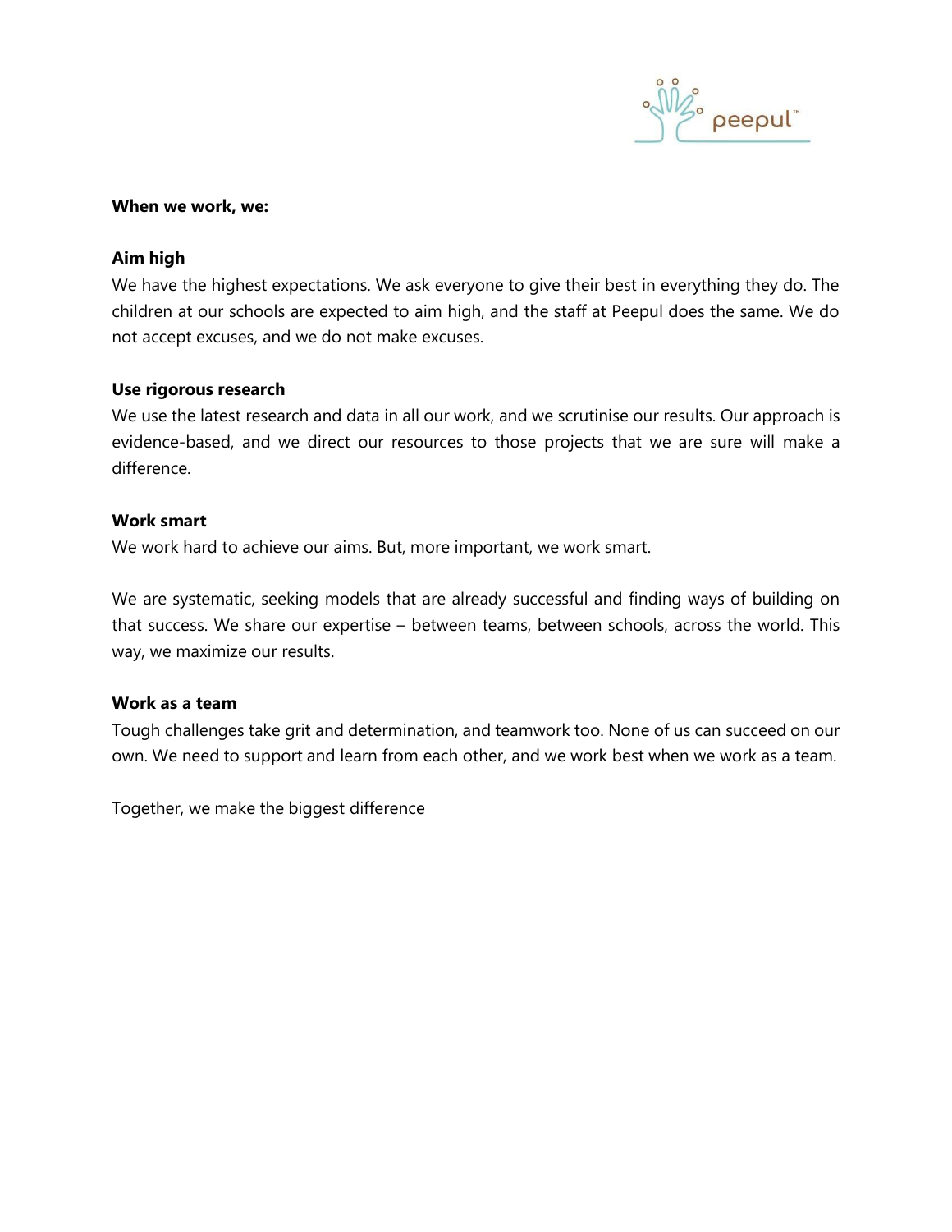**When we work, we:**

**Aim high**

We have the highest expectations. We ask everyone to give their best in everything they do. The children at our schools are expected to aim high, and the staff at Peepul does the same. We do not accept excuses, and we do not make excuses.

**Use rigorous research**

We use the latest research and data in all our work, and we scrutinise our results. Our approach is evidence-based, and we direct our resources to those projects that we are sure will make a difference.

**Work smart**

We work hard to achieve our aims. But, more important, we work smart.

We are systematic, seeking models that are already successful and finding ways of building on that success. We share our expertise – between teams, between schools, across the world. This way, we maximize our results.

**Work as a team**

Tough challenges take grit and determination, and teamwork too. None of us can succeed on our own. We need to support and learn from each other, and we work best when we work as a team.

Together, we make the biggest difference